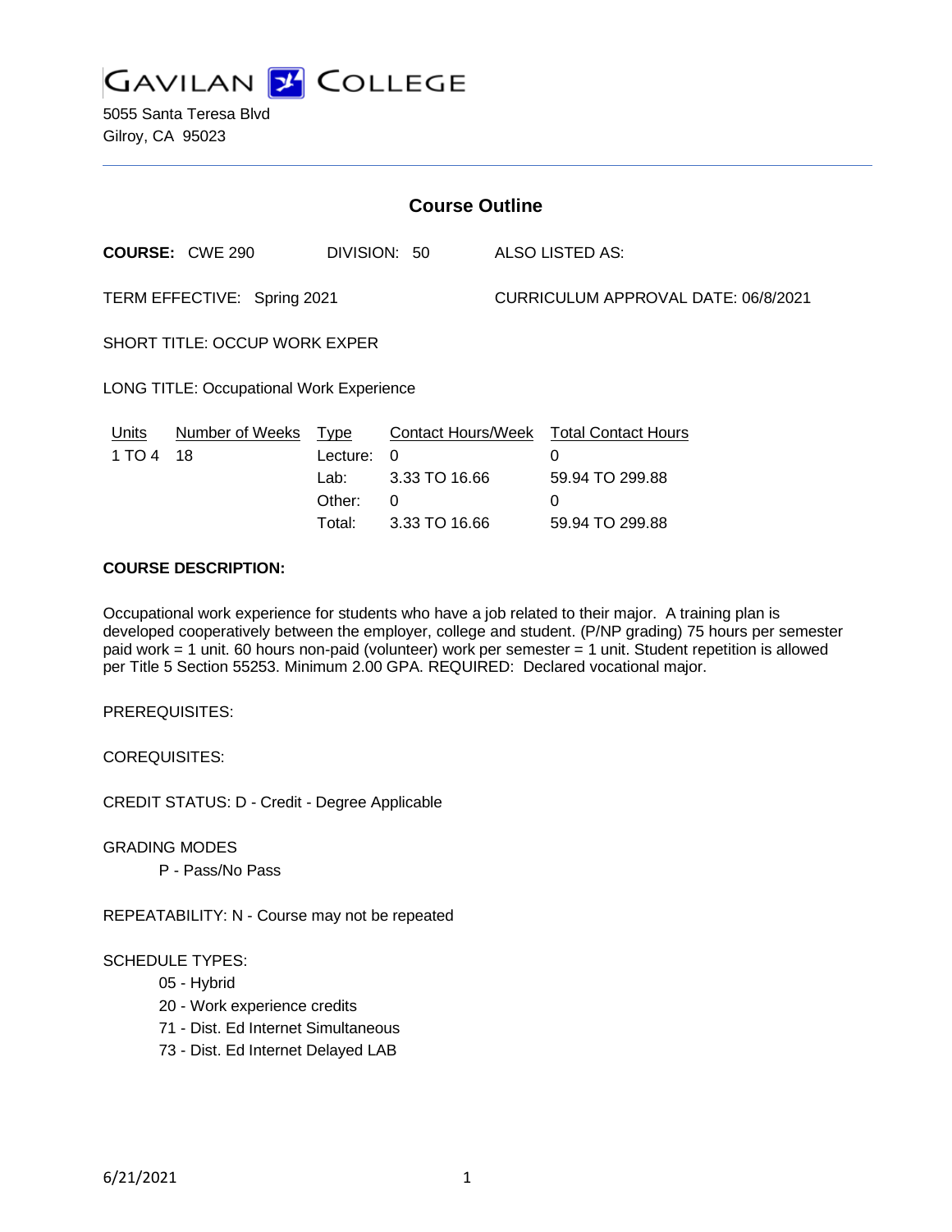# GAVILAN COLLEGE

5055 Santa Teresa Blvd
Gilroy, CA 95023

## Course Outline

**COURSE:** CWE 290 DIVISION: 50 ALSO LISTED AS:

TERM EFFECTIVE: Spring 2021 CURRICULUM APPROVAL DATE: 06/8/2021

SHORT TITLE: OCCUP WORK EXPER

LONG TITLE: Occupational Work Experience

| Units | Number of Weeks | Type | Contact Hours/Week | Total Contact Hours |
|---|---|---|---|---|
| 1 TO 4 | 18 | Lecture: | 0 | 0 |
| | | Lab: | 3.33 TO 16.66 | 59.94 TO 299.88 |
| | | Other: | 0 | 0 |
| | | Total: | 3.33 TO 16.66 | 59.94 TO 299.88 |

**COURSE DESCRIPTION:**

Occupational work experience for students who have a job related to their major. A training plan is developed cooperatively between the employer, college and student. (P/NP grading) 75 hours per semester paid work = 1 unit. 60 hours non-paid (volunteer) work per semester = 1 unit. Student repetition is allowed per Title 5 Section 55253. Minimum 2.00 GPA. REQUIRED: Declared vocational major.

PREREQUISITES:

COREQUISITES:

CREDIT STATUS: D - Credit - Degree Applicable

GRADING MODES

P - Pass/No Pass

REPEATABILITY: N - Course may not be repeated

SCHEDULE TYPES:

05 - Hybrid

20 - Work experience credits

71 - Dist. Ed Internet Simultaneous

73 - Dist. Ed Internet Delayed LAB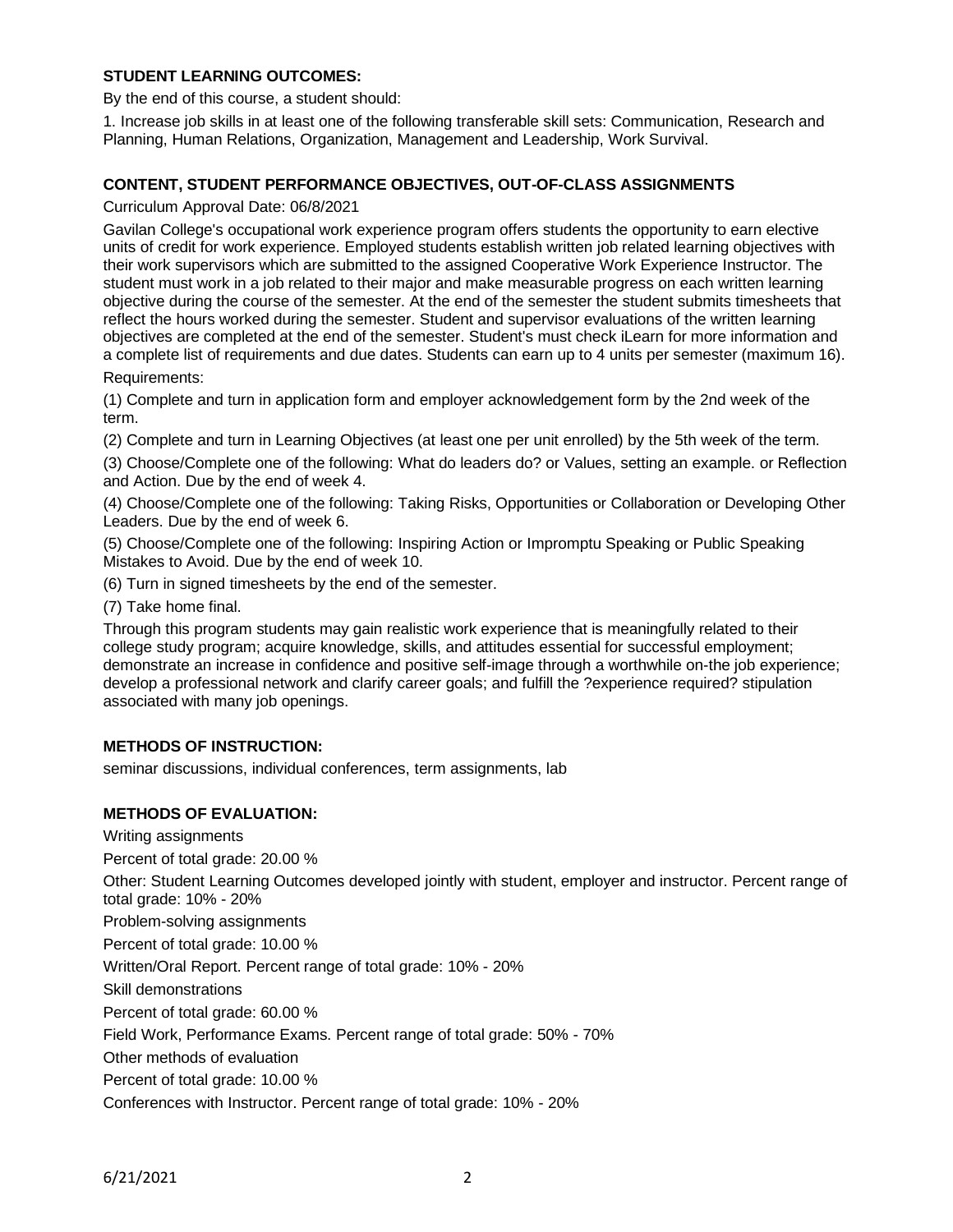## STUDENT LEARNING OUTCOMES:

By the end of this course, a student should:

1. Increase job skills in at least one of the following transferable skill sets: Communication, Research and Planning, Human Relations, Organization, Management and Leadership, Work Survival.

## CONTENT, STUDENT PERFORMANCE OBJECTIVES, OUT-OF-CLASS ASSIGNMENTS

Curriculum Approval Date: 06/8/2021

Gavilan College's occupational work experience program offers students the opportunity to earn elective units of credit for work experience. Employed students establish written job related learning objectives with their work supervisors which are submitted to the assigned Cooperative Work Experience Instructor. The student must work in a job related to their major and make measurable progress on each written learning objective during the course of the semester. At the end of the semester the student submits timesheets that reflect the hours worked during the semester. Student and supervisor evaluations of the written learning objectives are completed at the end of the semester. Student's must check iLearn for more information and a complete list of requirements and due dates. Students can earn up to 4 units per semester (maximum 16).

Requirements:

(1) Complete and turn in application form and employer acknowledgement form by the 2nd week of the term.

(2) Complete and turn in Learning Objectives (at least one per unit enrolled) by the 5th week of the term.

(3) Choose/Complete one of the following: What do leaders do? or Values, setting an example. or Reflection and Action. Due by the end of week 4.

(4) Choose/Complete one of the following: Taking Risks, Opportunities or Collaboration or Developing Other Leaders. Due by the end of week 6.

(5) Choose/Complete one of the following: Inspiring Action or Impromptu Speaking or Public Speaking Mistakes to Avoid. Due by the end of week 10.

(6) Turn in signed timesheets by the end of the semester.

(7) Take home final.

Through this program students may gain realistic work experience that is meaningfully related to their college study program; acquire knowledge, skills, and attitudes essential for successful employment; demonstrate an increase in confidence and positive self-image through a worthwhile on-the job experience; develop a professional network and clarify career goals; and fulfill the ?experience required? stipulation associated with many job openings.

## METHODS OF INSTRUCTION:

seminar discussions, individual conferences, term assignments, lab

## METHODS OF EVALUATION:

Writing assignments

Percent of total grade: 20.00 %

Other: Student Learning Outcomes developed jointly with student, employer and instructor. Percent range of total grade: 10% - 20%

Problem-solving assignments

Percent of total grade: 10.00 %

Written/Oral Report. Percent range of total grade: 10% - 20%

Skill demonstrations

Percent of total grade: 60.00 %

Field Work, Performance Exams. Percent range of total grade: 50% - 70%

Other methods of evaluation

Percent of total grade: 10.00 %

Conferences with Instructor. Percent range of total grade: 10% - 20%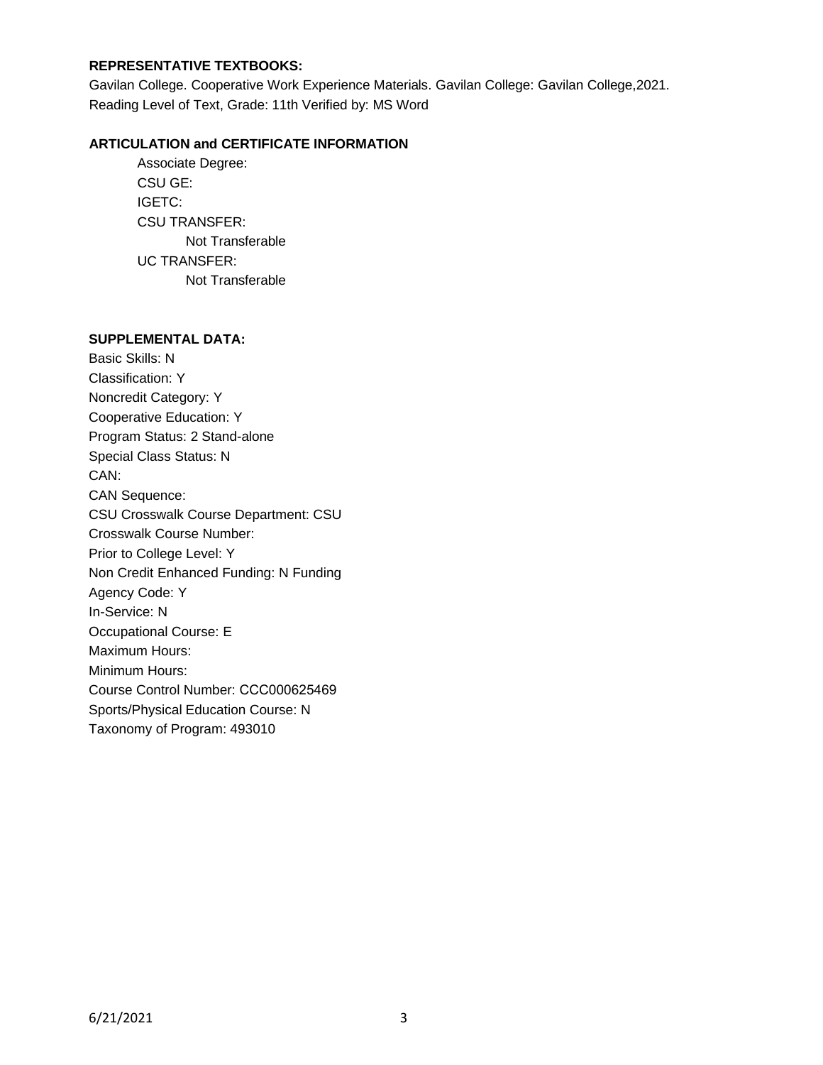**REPRESENTATIVE TEXTBOOKS:**

Gavilan College. Cooperative Work Experience Materials. Gavilan College: Gavilan College,2021.
Reading Level of Text, Grade: 11th Verified by: MS Word

**ARTICULATION and CERTIFICATE INFORMATION**

Associate Degree:
CSU GE:
IGETC:
CSU TRANSFER:
Not Transferable
UC TRANSFER:
Not Transferable

**SUPPLEMENTAL DATA:**

Basic Skills: N
Classification: Y
Noncredit Category: Y
Cooperative Education: Y
Program Status: 2 Stand-alone
Special Class Status: N
CAN:
CAN Sequence:
CSU Crosswalk Course Department: CSU
Crosswalk Course Number:
Prior to College Level: Y
Non Credit Enhanced Funding: N Funding
Agency Code: Y
In-Service: N
Occupational Course: E
Maximum Hours:
Minimum Hours:
Course Control Number: CCC000625469
Sports/Physical Education Course: N
Taxonomy of Program: 493010